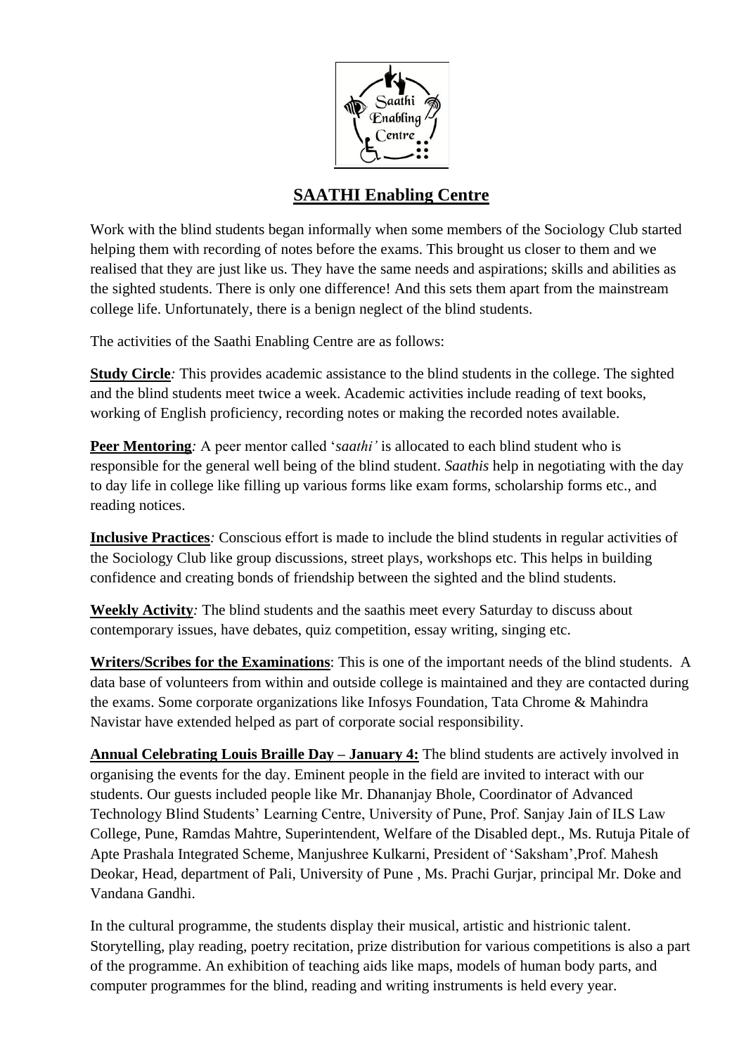# SAATHI Enabling Centre

Work with the blind students began informally when some members of the Sociology Club started helping them with recording of notes before the exams. This brought us closer to them and we realised that they are just like us. They have the same needs and aspirations; skills and abilities as the sighted students. There is only one difference! And this sets them apart from the mainstream college life. Unfortunately, there is a benign neglect of the blind students.

The activities of the Saathi Enabling Centre are as follows:

**Study Circle***:* This provides academic assistance to the blind students in the college. The sighted and the blind students meet twice a week. Academic activities include reading of text books, working of English proficiency, recording notes or making the recorded notes available.

**Peer Mentoring***:* A peer mentor called '*saathi'* is allocated to each blind student who is responsible for the general well being of the blind student. *Saathis* help in negotiating with the day to day life in college like filling up various forms like exam forms, scholarship forms etc., and reading notices.

**Inclusive Practices***:* Conscious effort is made to include the blind students in regular activities of the Sociology Club like group discussions, street plays, workshops etc. This helps in building confidence and creating bonds of friendship between the sighted and the blind students.

**Weekly Activity***:* The blind students and the saathis meet every Saturday to discuss about contemporary issues, have debates, quiz competition, essay writing, singing etc.

**Writers/Scribes for the Examinations**: This is one of the important needs of the blind students. A data base of volunteers from within and outside college is maintained and they are contacted during the exams. Some corporate organizations like Infosys Foundation, Tata Chrome & Mahindra Navistar have extended helped as part of corporate social responsibility.

**Annual Celebrating Louis Braille Day – January 4:** The blind students are actively involved in organising the events for the day. Eminent people in the field are invited to interact with our students. Our guests included people like Mr. Dhananjay Bhole, Coordinator of Advanced Technology Blind Students' Learning Centre, University of Pune, Prof. Sanjay Jain of ILS Law College, Pune, Ramdas Mahtre, Superintendent, Welfare of the Disabled dept., Ms. Rutuja Pitale of Apte Prashala Integrated Scheme, Manjushree Kulkarni, President of 'Saksham',Prof. Mahesh Deokar, Head, department of Pali, University of Pune , Ms. Prachi Gurjar, principal Mr. Doke and Vandana Gandhi.

In the cultural programme, the students display their musical, artistic and histrionic talent. Storytelling, play reading, poetry recitation, prize distribution for various competitions is also a part of the programme. An exhibition of teaching aids like maps, models of human body parts, and computer programmes for the blind, reading and writing instruments is held every year.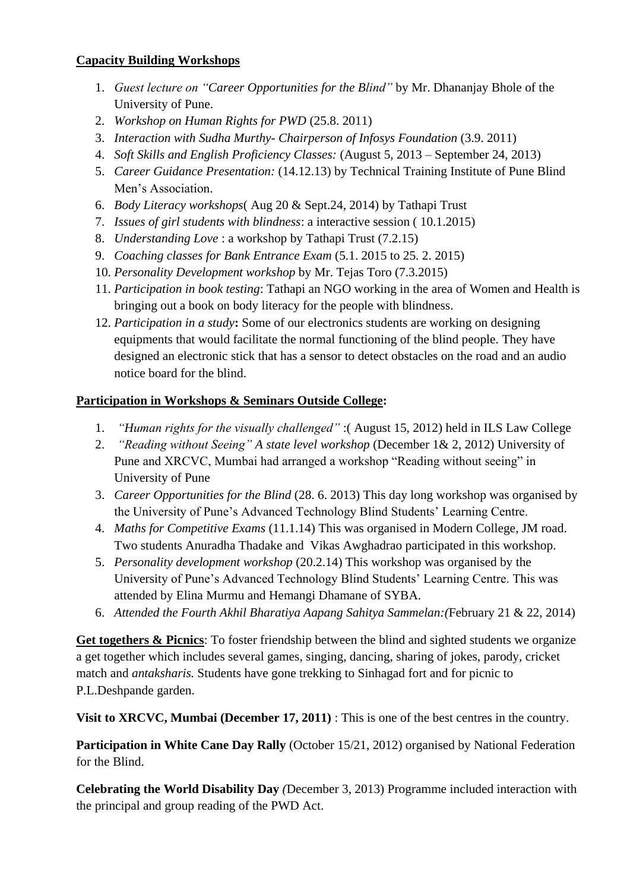**Capacity Building Workshops**

1. *Guest lecture on "Career Opportunities for the Blind"* by Mr. Dhananjay Bhole of the University of Pune.
2. *Workshop on Human Rights for PWD* (25.8. 2011)
3. *Interaction with Sudha Murthy- Chairperson of Infosys Foundation* (3.9. 2011)
4. *Soft Skills and English Proficiency Classes:* (August 5, 2013 – September 24, 2013)
5. *Career Guidance Presentation:* (14.12.13) by Technical Training Institute of Pune Blind Men's Association.
6. *Body Literacy workshops*( Aug 20 & Sept.24, 2014) by Tathapi Trust
7. *Issues of girl students with blindness*: a interactive session ( 10.1.2015)
8. *Understanding Love* : a workshop by Tathapi Trust (7.2.15)
9. *Coaching classes for Bank Entrance Exam* (5.1. 2015 to 25. 2. 2015)
10. *Personality Development workshop* by Mr. Tejas Toro (7.3.2015)
11. *Participation in book testing*: Tathapi an NGO working in the area of Women and Health is bringing out a book on body literacy for the people with blindness.
12. *Participation in a study***:** Some of our electronics students are working on designing equipments that would facilitate the normal functioning of the blind people. They have designed an electronic stick that has a sensor to detect obstacles on the road and an audio notice board for the blind.

**Participation in Workshops & Seminars Outside College:**

1. *"Human rights for the visually challenged"* :( August 15, 2012) held in ILS Law College
2. *"Reading without Seeing" A state level workshop* (December 1& 2, 2012) University of Pune and XRCVC, Mumbai had arranged a workshop "Reading without seeing" in University of Pune
3. *Career Opportunities for the Blind* (28. 6. 2013) This day long workshop was organised by the University of Pune's Advanced Technology Blind Students' Learning Centre.
4. *Maths for Competitive Exams* (11.1.14) This was organised in Modern College, JM road. Two students Anuradha Thadake and Vikas Awghadrao participated in this workshop.
5. *Personality development workshop* (20.2.14) This workshop was organised by the University of Pune's Advanced Technology Blind Students' Learning Centre. This was attended by Elina Murmu and Hemangi Dhamane of SYBA.
6. *Attended the Fourth Akhil Bharatiya Aapang Sahitya Sammelan:(*February 21 & 22, 2014)

**Get togethers & Picnics**: To foster friendship between the blind and sighted students we organize a get together which includes several games, singing, dancing, sharing of jokes, parody, cricket match and *antaksharis.* Students have gone trekking to Sinhagad fort and for picnic to P.L.Deshpande garden.

**Visit to XRCVC, Mumbai (December 17, 2011)** : This is one of the best centres in the country.

**Participation in White Cane Day Rally** (October 15/21, 2012) organised by National Federation for the Blind.

**Celebrating the World Disability Day** *(*December 3, 2013) Programme included interaction with the principal and group reading of the PWD Act.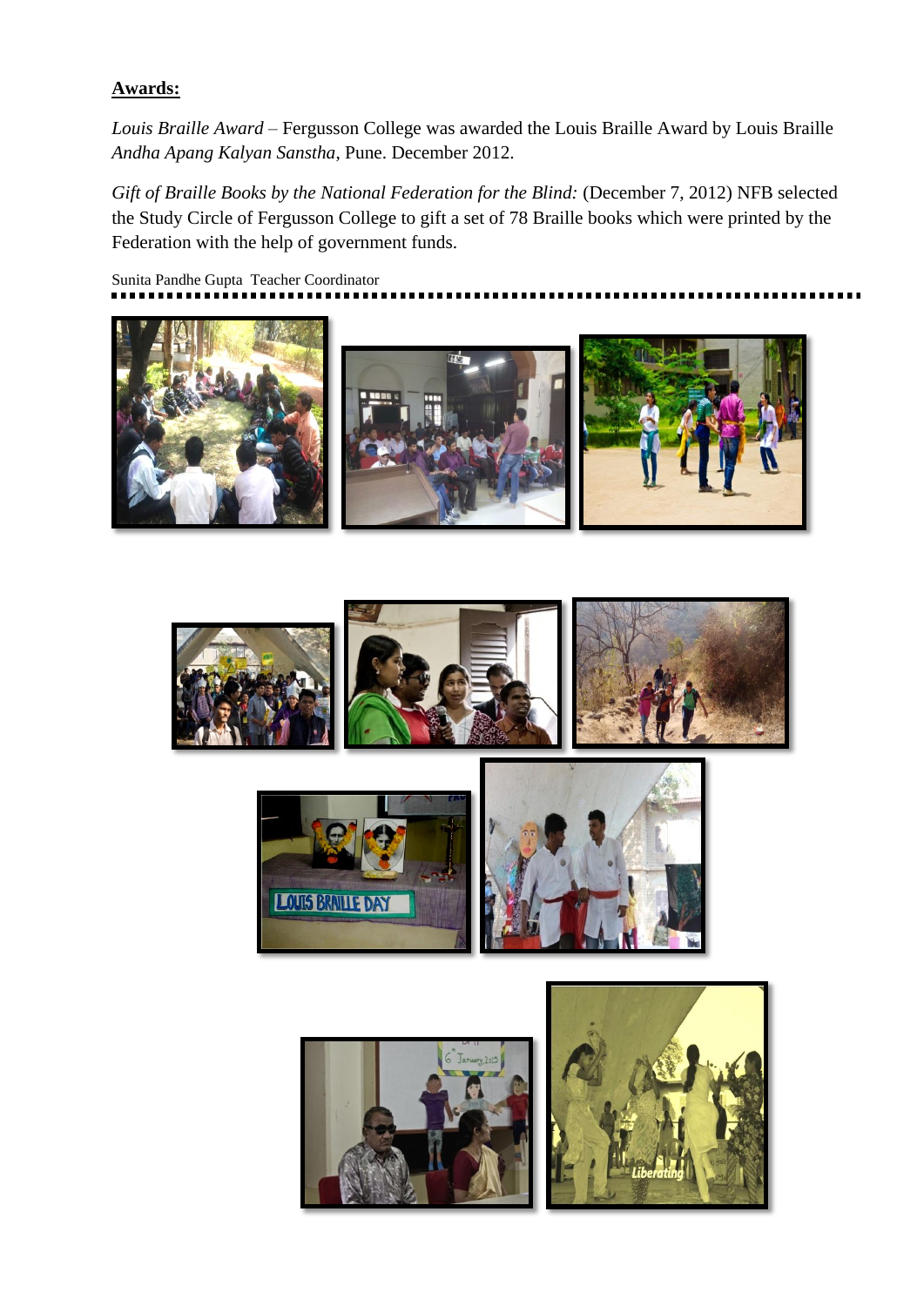**Awards:**

*Louis Braille Award* – Fergusson College was awarded the Louis Braille Award by Louis Braille *Andha Apang Kalyan Sanstha*, Pune. December 2012.

*Gift of Braille Books by the National Federation for the Blind:* (December 7, 2012) NFB selected the Study Circle of Fergusson College to gift a set of 78 Braille books which were printed by the Federation with the help of government funds.

Sunita Pandhe Gupta Teacher Coordinator